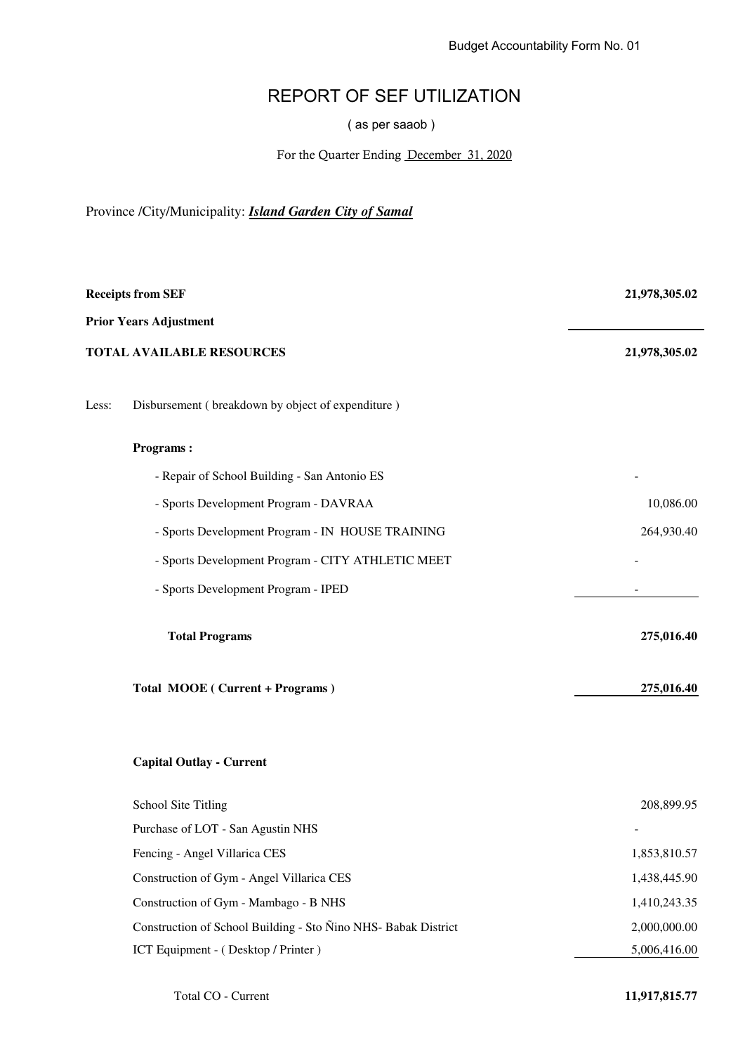Budget Accountability Form No. 01

# REPORT OF SEF UTILIZATION

( as per saaob )

For the Quarter Ending December 31, 2020

Province /City/Municipality: ***Island Garden City of Samal***

| | |
|---|---:|
| **Receipts from SEF** | **21,978,305.02** |
| **Prior Years Adjustment** | |
| **TOTAL AVAILABLE RESOURCES** | **21,978,305.02** |
| Less: Disbursement ( breakdown by object of expenditure ) | |
| **Programs :** | |
| - Repair of School Building - San Antonio ES | - |
| - Sports Development Program - DAVRAA | 10,086.00 |
| - Sports Development Program - IN HOUSE TRAINING | 264,930.40 |
| - Sports Development Program - CITY ATHLETIC MEET | - |
| - Sports Development Program - IPED | - |
| **Total Programs** | **275,016.40** |
| **Total MOOE ( Current + Programs )** | **275,016.40** |
| **Capital Outlay - Current** | |
| School Site Titling | 208,899.95 |
| Purchase of LOT - San Agustin NHS | - |
| Fencing - Angel Villarica CES | 1,853,810.57 |
| Construction of Gym - Angel Villarica CES | 1,438,445.90 |
| Construction of Gym - Mambago - B NHS | 1,410,243.35 |
| Construction of School Building - Sto Ñino NHS- Babak District | 2,000,000.00 |
| ICT Equipment - ( Desktop / Printer ) | 5,006,416.00 |
| Total CO - Current | **11,917,815.77** |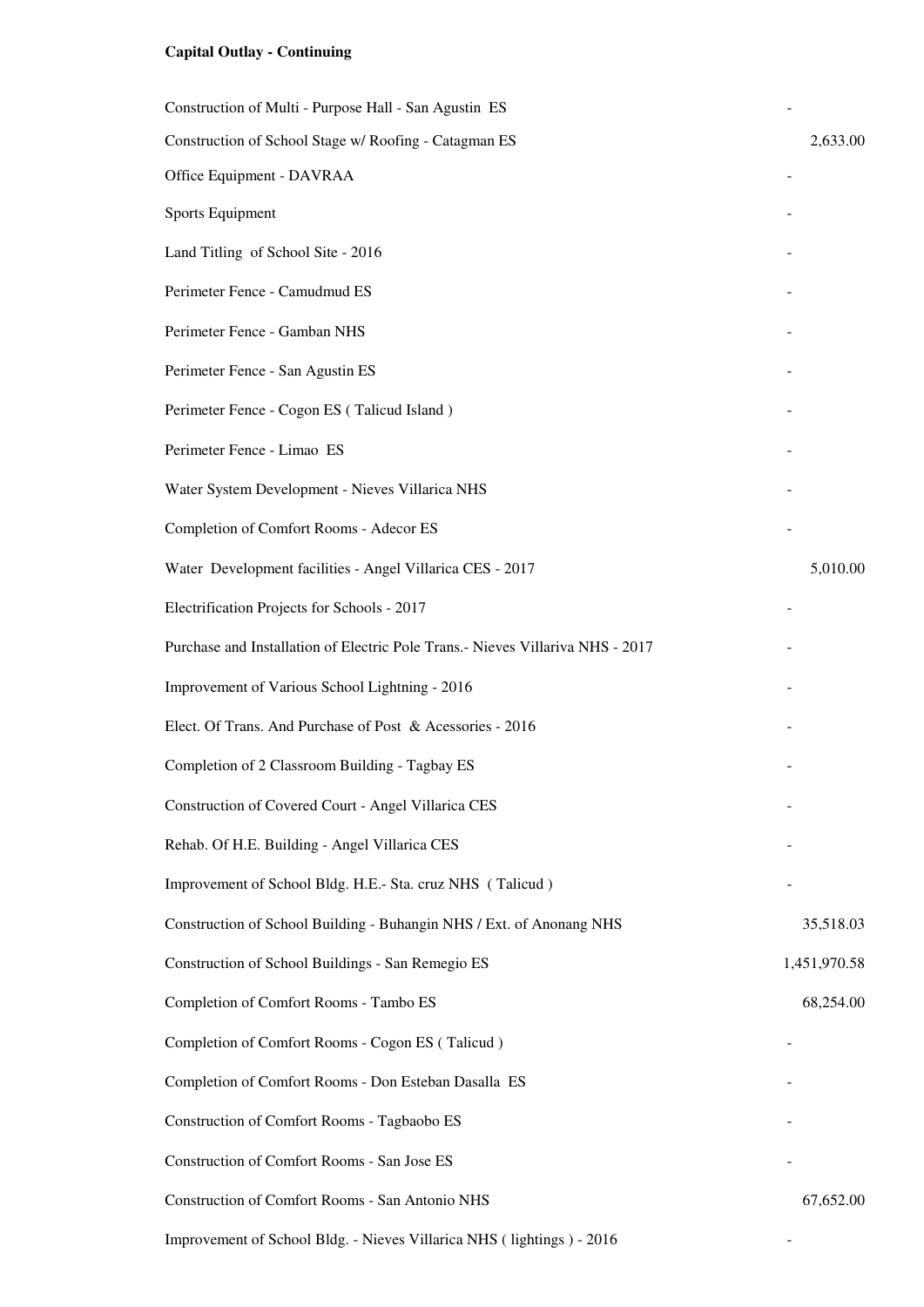**Capital Outlay - Continuing**

| | |
|---|---:|
| Construction of Multi - Purpose Hall - San Agustin ES | - |
| Construction of School Stage w/ Roofing - Catagman ES | 2,633.00 |
| Office Equipment - DAVRAA | - |
| Sports Equipment | - |
| Land Titling of School Site - 2016 | - |
| Perimeter Fence - Camudmud ES | - |
| Perimeter Fence - Gamban NHS | - |
| Perimeter Fence - San Agustin ES | - |
| Perimeter Fence - Cogon ES ( Talicud Island ) | - |
| Perimeter Fence - Limao ES | - |
| Water System Development - Nieves Villarica NHS | - |
| Completion of Comfort Rooms - Adecor ES | - |
| Water Development facilities - Angel Villarica CES - 2017 | 5,010.00 |
| Electrification Projects for Schools - 2017 | - |
| Purchase and Installation of Electric Pole Trans.- Nieves Villariva NHS - 2017 | - |
| Improvement of Various School Lightning - 2016 | - |
| Elect. Of Trans. And Purchase of Post & Acessories - 2016 | - |
| Completion of 2 Classroom Building - Tagbay ES | - |
| Construction of Covered Court - Angel Villarica CES | - |
| Rehab. Of H.E. Building - Angel Villarica CES | - |
| Improvement of School Bldg. H.E.- Sta. cruz NHS ( Talicud ) | - |
| Construction of School Building - Buhangin NHS / Ext. of Anonang NHS | 35,518.03 |
| Construction of School Buildings - San Remegio ES | 1,451,970.58 |
| Completion of Comfort Rooms - Tambo ES | 68,254.00 |
| Completion of Comfort Rooms - Cogon ES ( Talicud ) | - |
| Completion of Comfort Rooms - Don Esteban Dasalla ES | - |
| Construction of Comfort Rooms - Tagbaobo ES | - |
| Construction of Comfort Rooms - San Jose ES | - |
| Construction of Comfort Rooms - San Antonio NHS | 67,652.00 |
| Improvement of School Bldg. - Nieves Villarica NHS ( lightings ) - 2016 | - |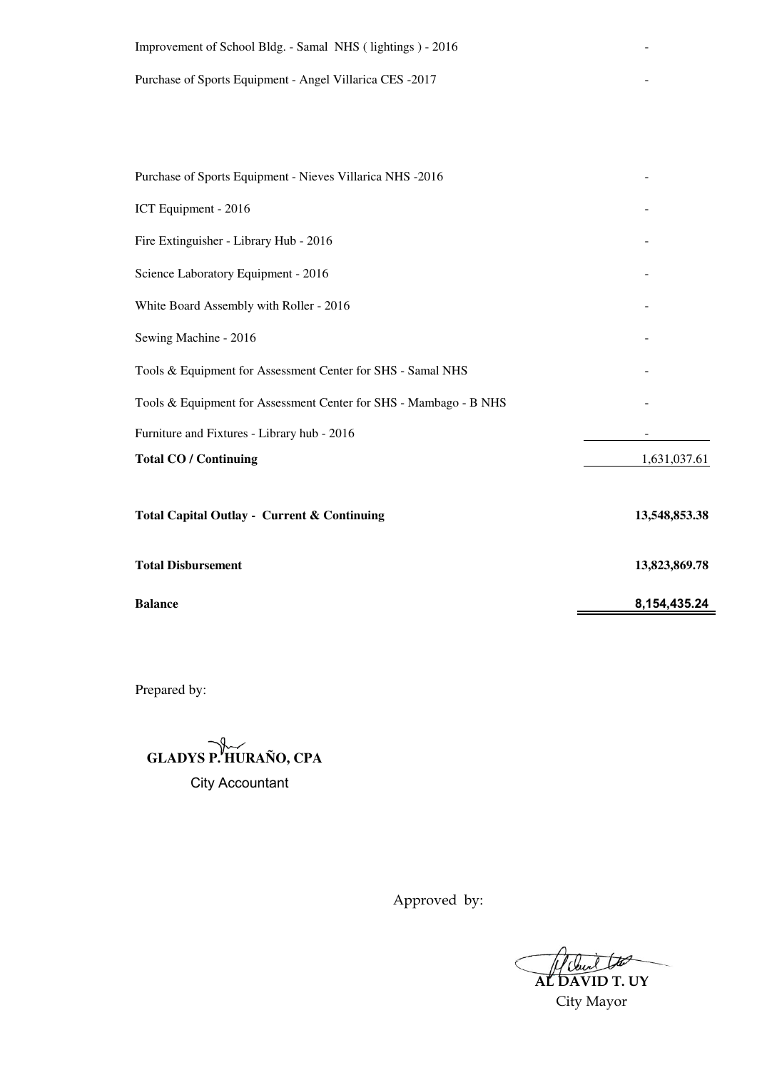| | |
|---|---|
| Improvement of School Bldg. - Samal NHS ( lightings ) - 2016 | - |
| Purchase of Sports Equipment - Angel Villarica CES -2017 | - |
| Purchase of Sports Equipment - Nieves Villarica NHS -2016 | - |
| ICT Equipment - 2016 | - |
| Fire Extinguisher - Library Hub - 2016 | - |
| Science Laboratory Equipment - 2016 | - |
| White Board Assembly with Roller - 2016 | - |
| Sewing Machine - 2016 | - |
| Tools & Equipment for Assessment Center for SHS - Samal NHS | - |
| Tools & Equipment for Assessment Center for SHS - Mambago - B NHS | - |
| Furniture and Fixtures - Library hub - 2016 | - |
| **Total CO / Continuing** | 1,631,037.61 |
| **Total Capital Outlay - Current & Continuing** | **13,548,853.38** |
| **Total Disbursement** | **13,823,869.78** |
| **Balance** | **8,154,435.24** |

Prepared by:

**GLADYS P. HURAÑO, CPA**
City Accountant

Approved by:

**AL DAVID T. UY**
City Mayor